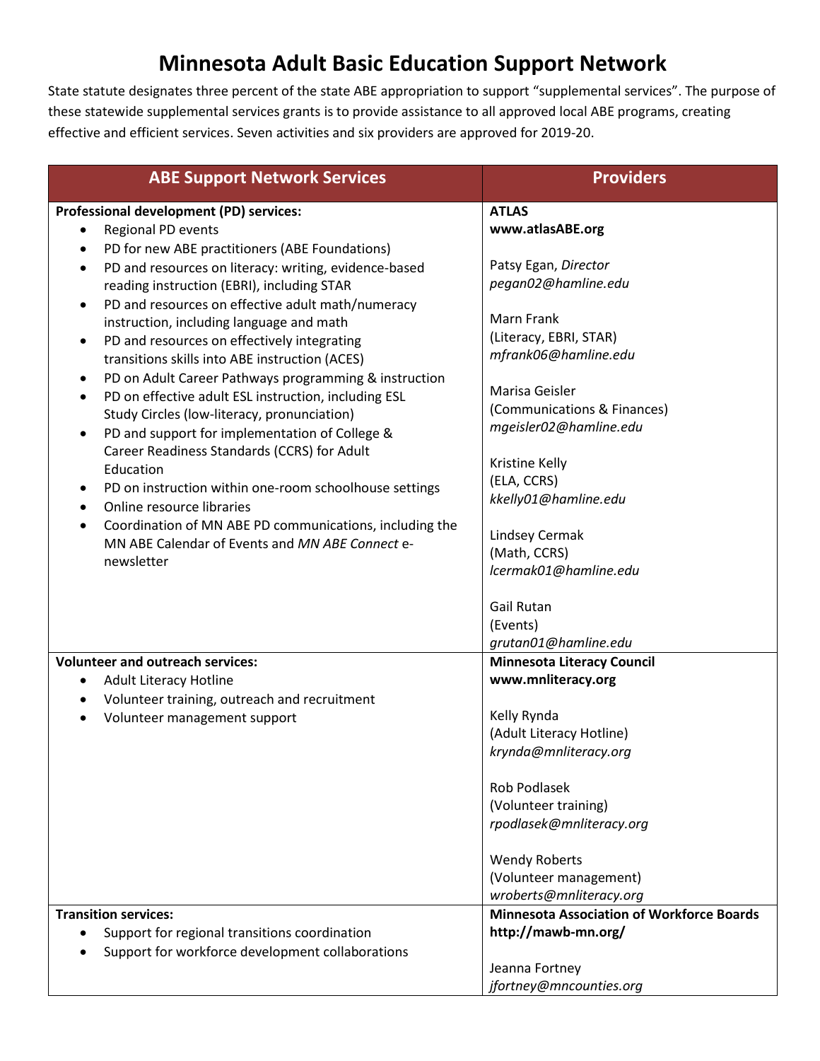# Minnesota Adult Basic Education Support Network

State statute designates three percent of the state ABE appropriation to support "supplemental services". The purpose of these statewide supplemental services grants is to provide assistance to all approved local ABE programs, creating effective and efficient services. Seven activities and six providers are approved for 2019-20.

| ABE Support Network Services | Providers |
|---|---|
| **Professional development (PD) services:**<br>• Regional PD events<br>• PD for new ABE practitioners (ABE Foundations)<br>• PD and resources on literacy: writing, evidence-based reading instruction (EBRI), including STAR<br>• PD and resources on effective adult math/numeracy instruction, including language and math<br>• PD and resources on effectively integrating transitions skills into ABE instruction (ACES)<br>• PD on Adult Career Pathways programming & instruction<br>• PD on effective adult ESL instruction, including ESL Study Circles (low-literacy, pronunciation)<br>• PD and support for implementation of College & Career Readiness Standards (CCRS) for Adult Education<br>• PD on instruction within one-room schoolhouse settings<br>• Online resource libraries<br>• Coordination of MN ABE PD communications, including the MN ABE Calendar of Events and *MN ABE Connect* e-newsletter | **ATLAS**<br>**www.atlasABE.org**<br><br>Patsy Egan, *Director*<br>*pegan02@hamline.edu*<br><br>Marn Frank<br>(Literacy, EBRI, STAR)<br>*mfrank06@hamline.edu*<br><br>Marisa Geisler<br>(Communications & Finances)<br>*mgeisler02@hamline.edu*<br><br>Kristine Kelly<br>(ELA, CCRS)<br>*kkelly01@hamline.edu*<br><br>Lindsey Cermak<br>(Math, CCRS)<br>*lcermak01@hamline.edu*<br><br>Gail Rutan<br>(Events)<br>*grutan01@hamline.edu* |
| **Volunteer and outreach services:**<br>• Adult Literacy Hotline<br>• Volunteer training, outreach and recruitment<br>• Volunteer management support | **Minnesota Literacy Council**<br>**www.mnliteracy.org**<br><br>Kelly Rynda<br>(Adult Literacy Hotline)<br>*krynda@mnliteracy.org*<br><br>Rob Podlasek<br>(Volunteer training)<br>*rpodlasek@mnliteracy.org*<br><br>Wendy Roberts<br>(Volunteer management)<br>*wroberts@mnliteracy.org* |
| **Transition services:**<br>• Support for regional transitions coordination<br>• Support for workforce development collaborations | **Minnesota Association of Workforce Boards**<br>**http://mawb-mn.org/**<br><br>Jeanna Fortney<br>*jfortney@mncounties.org* |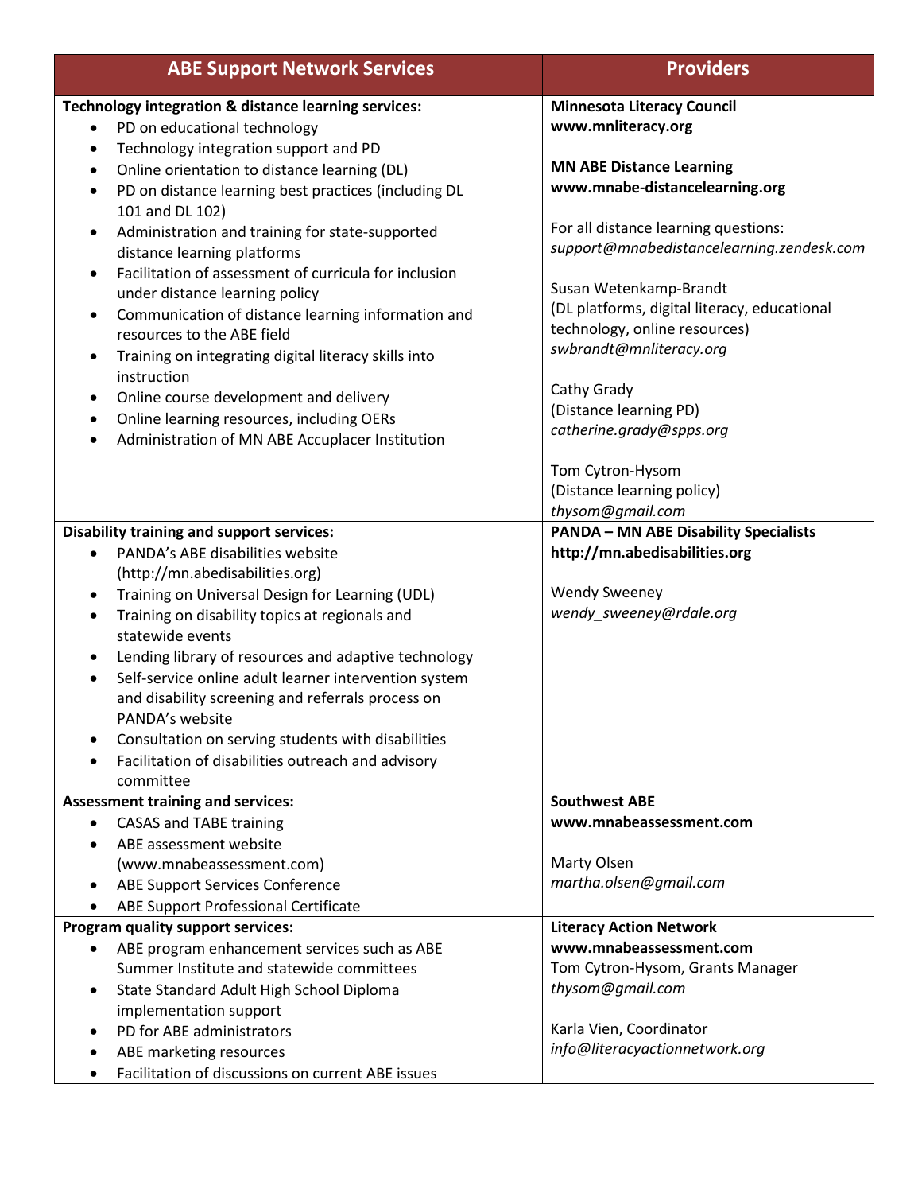| ABE Support Network Services | Providers |
| --- | --- |
| **Technology integration & distance learning services:**<br>• PD on educational technology<br>• Technology integration support and PD<br>• Online orientation to distance learning (DL)<br>• PD on distance learning best practices (including DL 101 and DL 102)<br>• Administration and training for state-supported distance learning platforms<br>• Facilitation of assessment of curricula for inclusion under distance learning policy<br>• Communication of distance learning information and resources to the ABE field<br>• Training on integrating digital literacy skills into instruction<br>• Online course development and delivery<br>• Online learning resources, including OERs<br>• Administration of MN ABE Accuplacer Institution | **Minnesota Literacy Council**<br>**www.mnliteracy.org**<br><br>**MN ABE Distance Learning**<br>**www.mnabe-distancelearning.org**<br><br>For all distance learning questions:<br>*support@mnabedistancelearning.zendesk.com*<br><br>Susan Wetenkamp-Brandt<br>(DL platforms, digital literacy, educational technology, online resources)<br>*swbrandt@mnliteracy.org*<br><br>Cathy Grady<br>(Distance learning PD)<br>*catherine.grady@spps.org*<br><br>Tom Cytron-Hysom<br>(Distance learning policy)<br>*thysom@gmail.com* |
| **Disability training and support services:**<br>• PANDA's ABE disabilities website (http://mn.abedisabilities.org)<br>• Training on Universal Design for Learning (UDL)<br>• Training on disability topics at regionals and statewide events<br>• Lending library of resources and adaptive technology<br>• Self-service online adult learner intervention system and disability screening and referrals process on PANDA's website<br>• Consultation on serving students with disabilities<br>• Facilitation of disabilities outreach and advisory committee | **PANDA – MN ABE Disability Specialists**<br>**http://mn.abedisabilities.org**<br><br>Wendy Sweeney<br>*wendy_sweeney@rdale.org* |
| **Assessment training and services:**<br>• CASAS and TABE training<br>• ABE assessment website (www.mnabeassessment.com)<br>• ABE Support Services Conference<br>• ABE Support Professional Certificate | **Southwest ABE**<br>**www.mnabeassessment.com**<br><br>Marty Olsen<br>*martha.olsen@gmail.com* |
| **Program quality support services:**<br>• ABE program enhancement services such as ABE Summer Institute and statewide committees<br>• State Standard Adult High School Diploma implementation support<br>• PD for ABE administrators<br>• ABE marketing resources<br>• Facilitation of discussions on current ABE issues | **Literacy Action Network**<br>**www.mnabeassessment.com**<br>Tom Cytron-Hysom, Grants Manager<br>*thysom@gmail.com*<br><br>Karla Vien, Coordinator<br>*info@literacyactionnetwork.org* |